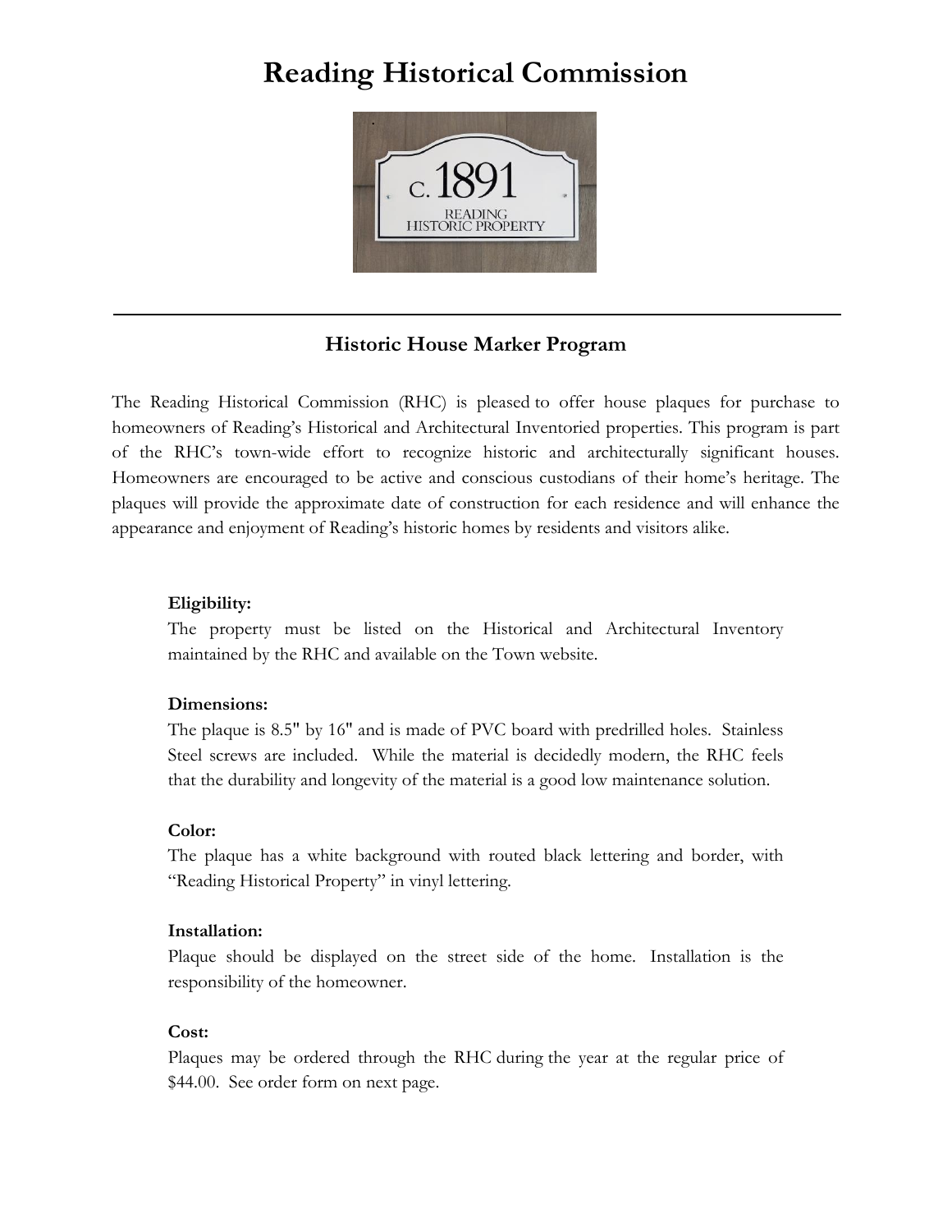# Reading Historical Commission

## Historic House Marker Program

The Reading Historical Commission (RHC) is pleased to offer house plaques for purchase to homeowners of Reading's Historical and Architectural Inventoried properties. This program is part of the RHC's town-wide effort to recognize historic and architecturally significant houses. Homeowners are encouraged to be active and conscious custodians of their home's heritage. The plaques will provide the approximate date of construction for each residence and will enhance the appearance and enjoyment of Reading's historic homes by residents and visitors alike.

**Eligibility:**
The property must be listed on the Historical and Architectural Inventory maintained by the RHC and available on the Town website.

**Dimensions:**
The plaque is 8.5" by 16" and is made of PVC board with predrilled holes. Stainless Steel screws are included. While the material is decidedly modern, the RHC feels that the durability and longevity of the material is a good low maintenance solution.

**Color:**
The plaque has a white background with routed black lettering and border, with "Reading Historical Property" in vinyl lettering.

**Installation:**
Plaque should be displayed on the street side of the home. Installation is the responsibility of the homeowner.

**Cost:**
Plaques may be ordered through the RHC during the year at the regular price of $44.00. See order form on next page.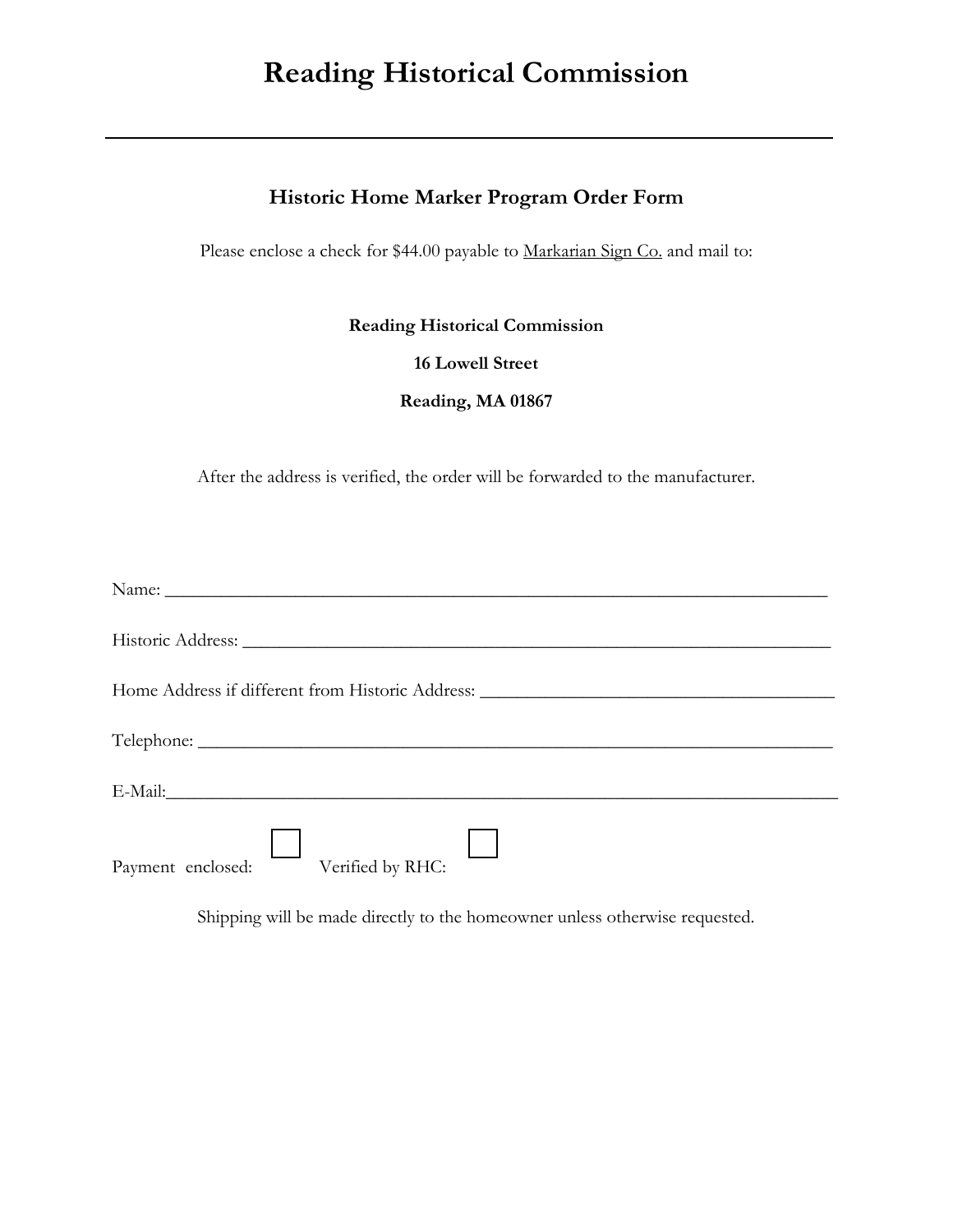# Reading Historical Commission

---

## Historic Home Marker Program Order Form

Please enclose a check for $44.00 payable to <u>Markarian Sign Co.</u> and mail to:

**Reading Historical Commission**

**16 Lowell Street**

**Reading, MA 01867**

After the address is verified, the order will be forwarded to the manufacturer.

Name: ___________________________________________________________________________

Historic Address: ___________________________________________________________________

Home Address if different from Historic Address: _____________________________________

Telephone: ________________________________________________________________________

E-Mail:____________________________________________________________________________

Payment enclosed: ☐ Verified by RHC: ☐

Shipping will be made directly to the homeowner unless otherwise requested.